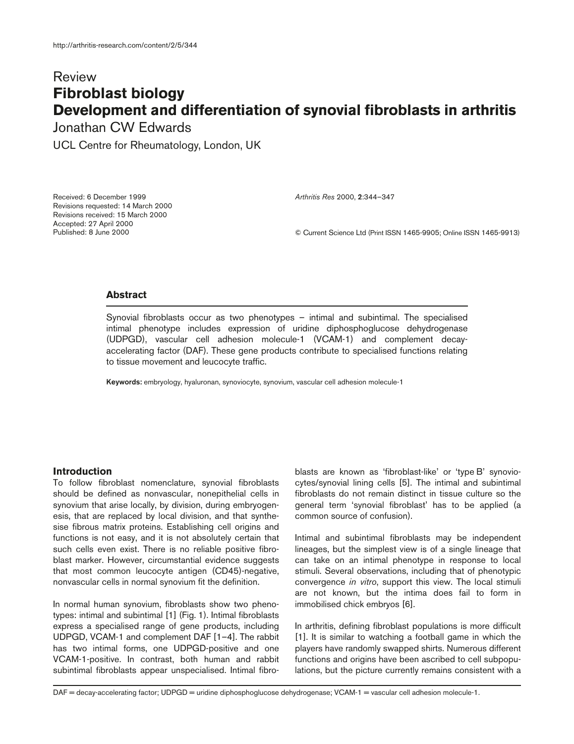Review

# Fibroblast biology
# Development and differentiation of synovial fibroblasts in arthritis

Jonathan CW Edwards

UCL Centre for Rheumatology, London, UK

Received: 6 December 1999
Revisions requested: 14 March 2000
Revisions received: 15 March 2000
Accepted: 27 April 2000
Published: 8 June 2000

*Arthritis Res* 2000, **2**:344–347

© Current Science Ltd (Print ISSN 1465-9905; Online ISSN 1465-9913)

## Abstract

Synovial fibroblasts occur as two phenotypes – intimal and subintimal. The specialised intimal phenotype includes expression of uridine diphosphoglucose dehydrogenase (UDPGD), vascular cell adhesion molecule-1 (VCAM-1) and complement decay-accelerating factor (DAF). These gene products contribute to specialised functions relating to tissue movement and leucocyte traffic.

**Keywords:** embryology, hyaluronan, synoviocyte, synovium, vascular cell adhesion molecule-1

## Introduction

To follow fibroblast nomenclature, synovial fibroblasts should be defined as nonvascular, nonepithelial cells in synovium that arise locally, by division, during embryogenesis, that are replaced by local division, and that synthesise fibrous matrix proteins. Establishing cell origins and functions is not easy, and it is not absolutely certain that such cells even exist. There is no reliable positive fibroblast marker. However, circumstantial evidence suggests that most common leucocyte antigen (CD45)-negative, nonvascular cells in normal synovium fit the definition.

In normal human synovium, fibroblasts show two phenotypes: intimal and subintimal [1] (Fig. 1). Intimal fibroblasts express a specialised range of gene products, including UDPGD, VCAM-1 and complement DAF [1–4]. The rabbit has two intimal forms, one UDPGD-positive and one VCAM-1-positive. In contrast, both human and rabbit subintimal fibroblasts appear unspecialised. Intimal fibroblasts are known as 'fibroblast-like' or 'type B' synoviocytes/synovial lining cells [5]. The intimal and subintimal fibroblasts do not remain distinct in tissue culture so the general term 'synovial fibroblast' has to be applied (a common source of confusion).

Intimal and subintimal fibroblasts may be independent lineages, but the simplest view is of a single lineage that can take on an intimal phenotype in response to local stimuli. Several observations, including that of phenotypic convergence *in vitro*, support this view. The local stimuli are not known, but the intima does fail to form in immobilised chick embryos [6].

In arthritis, defining fibroblast populations is more difficult [1]. It is similar to watching a football game in which the players have randomly swapped shirts. Numerous different functions and origins have been ascribed to cell subpopulations, but the picture currently remains consistent with a

DAF = decay-accelerating factor; UDPGD = uridine diphosphoglucose dehydrogenase; VCAM-1 = vascular cell adhesion molecule-1.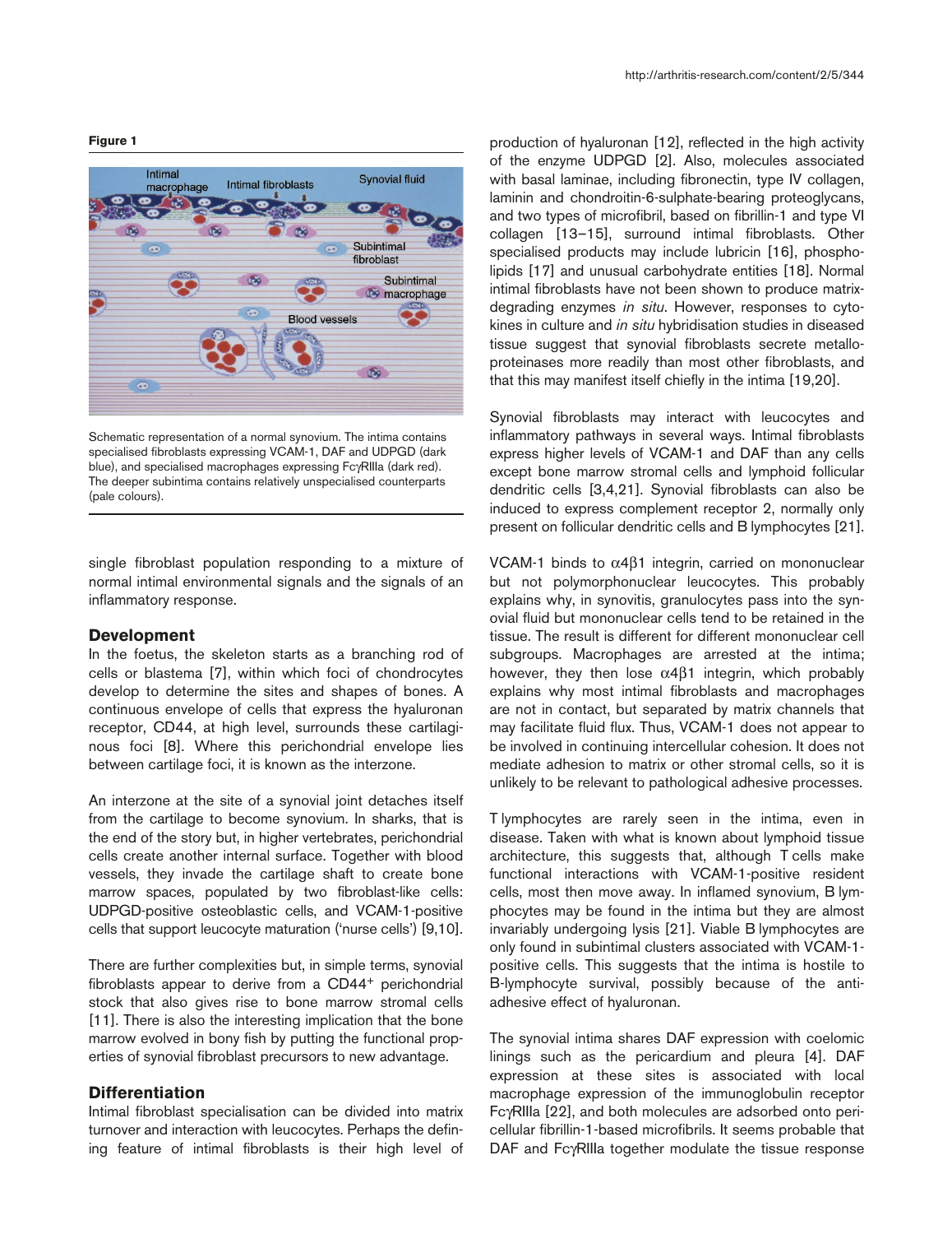**Figure 1**

Schematic representation of a normal synovium. The intima contains specialised fibroblasts expressing VCAM-1, DAF and UDPGD (dark blue), and specialised macrophages expressing FcγRIIIa (dark red). The deeper subintima contains relatively unspecialised counterparts (pale colours).

single fibroblast population responding to a mixture of normal intimal environmental signals and the signals of an inflammatory response.

## Development

In the foetus, the skeleton starts as a branching rod of cells or blastema [7], within which foci of chondrocytes develop to determine the sites and shapes of bones. A continuous envelope of cells that express the hyaluronan receptor, CD44, at high level, surrounds these cartilaginous foci [8]. Where this perichondrial envelope lies between cartilage foci, it is known as the interzone.

An interzone at the site of a synovial joint detaches itself from the cartilage to become synovium. In sharks, that is the end of the story but, in higher vertebrates, perichondrial cells create another internal surface. Together with blood vessels, they invade the cartilage shaft to create bone marrow spaces, populated by two fibroblast-like cells: UDPGD-positive osteoblastic cells, and VCAM-1-positive cells that support leucocyte maturation ('nurse cells') [9,10].

There are further complexities but, in simple terms, synovial fibroblasts appear to derive from a CD44$^{+}$ perichondrial stock that also gives rise to bone marrow stromal cells [11]. There is also the interesting implication that the bone marrow evolved in bony fish by putting the functional properties of synovial fibroblast precursors to new advantage.

## Differentiation

Intimal fibroblast specialisation can be divided into matrix turnover and interaction with leucocytes. Perhaps the defining feature of intimal fibroblasts is their high level of production of hyaluronan [12], reflected in the high activity of the enzyme UDPGD [2]. Also, molecules associated with basal laminae, including fibronectin, type IV collagen, laminin and chondroitin-6-sulphate-bearing proteoglycans, and two types of microfibril, based on fibrillin-1 and type VI collagen [13–15], surround intimal fibroblasts. Other specialised products may include lubricin [16], phospholipids [17] and unusual carbohydrate entities [18]. Normal intimal fibroblasts have not been shown to produce matrix-degrading enzymes *in situ*. However, responses to cytokines in culture and *in situ* hybridisation studies in diseased tissue suggest that synovial fibroblasts secrete metalloproteinases more readily than most other fibroblasts, and that this may manifest itself chiefly in the intima [19,20].

Synovial fibroblasts may interact with leucocytes and inflammatory pathways in several ways. Intimal fibroblasts express higher levels of VCAM-1 and DAF than any cells except bone marrow stromal cells and lymphoid follicular dendritic cells [3,4,21]. Synovial fibroblasts can also be induced to express complement receptor 2, normally only present on follicular dendritic cells and B lymphocytes [21].

VCAM-1 binds to α4β1 integrin, carried on mononuclear but not polymorphonuclear leucocytes. This probably explains why, in synovitis, granulocytes pass into the synovial fluid but mononuclear cells tend to be retained in the tissue. The result is different for different mononuclear cell subgroups. Macrophages are arrested at the intima; however, they then lose α4β1 integrin, which probably explains why most intimal fibroblasts and macrophages are not in contact, but separated by matrix channels that may facilitate fluid flux. Thus, VCAM-1 does not appear to be involved in continuing intercellular cohesion. It does not mediate adhesion to matrix or other stromal cells, so it is unlikely to be relevant to pathological adhesive processes.

T lymphocytes are rarely seen in the intima, even in disease. Taken with what is known about lymphoid tissue architecture, this suggests that, although T cells make functional interactions with VCAM-1-positive resident cells, most then move away. In inflamed synovium, B lymphocytes may be found in the intima but they are almost invariably undergoing lysis [21]. Viable B lymphocytes are only found in subintimal clusters associated with VCAM-1-positive cells. This suggests that the intima is hostile to B-lymphocyte survival, possibly because of the anti-adhesive effect of hyaluronan.

The synovial intima shares DAF expression with coelomic linings such as the pericardium and pleura [4]. DAF expression at these sites is associated with local macrophage expression of the immunoglobulin receptor FcγRIIIa [22], and both molecules are adsorbed onto pericellular fibrillin-1-based microfibrils. It seems probable that DAF and FcγRIIIa together modulate the tissue response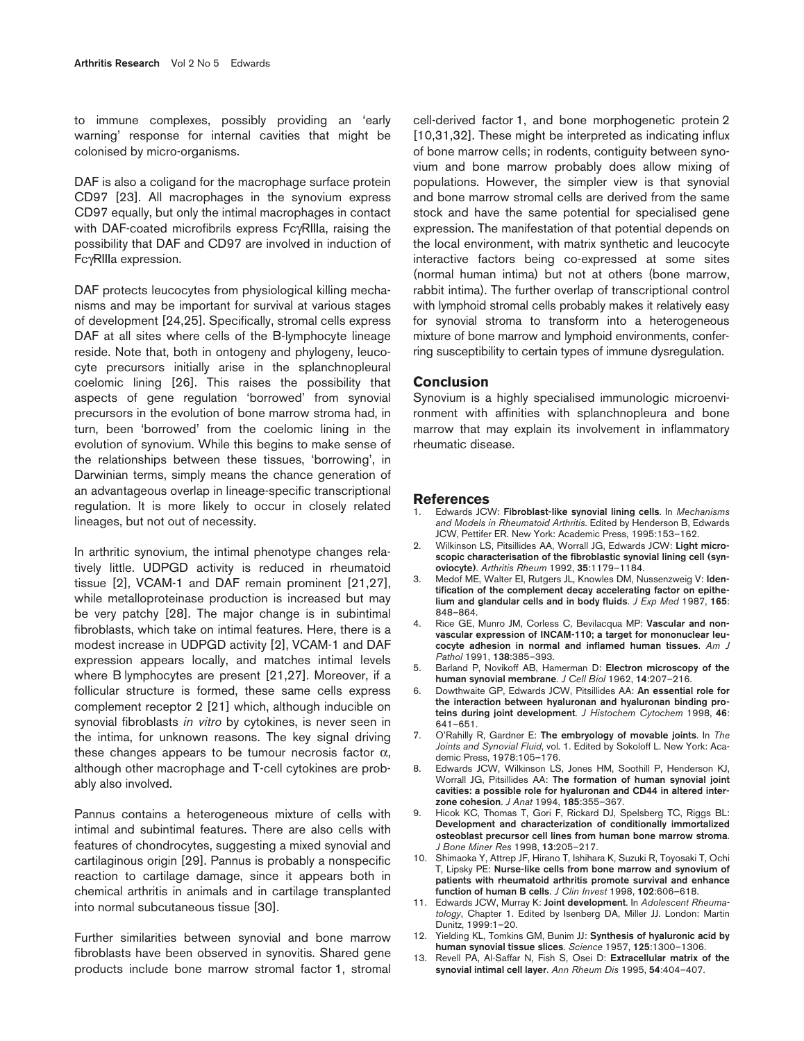to immune complexes, possibly providing an 'early warning' response for internal cavities that might be colonised by micro-organisms.

DAF is also a coligand for the macrophage surface protein CD97 [23]. All macrophages in the synovium express CD97 equally, but only the intimal macrophages in contact with DAF-coated microfibrils express FcγRIIIa, raising the possibility that DAF and CD97 are involved in induction of FcγRIIIa expression.

DAF protects leucocytes from physiological killing mechanisms and may be important for survival at various stages of development [24,25]. Specifically, stromal cells express DAF at all sites where cells of the B-lymphocyte lineage reside. Note that, both in ontogeny and phylogeny, leucocyte precursors initially arise in the splanchnopleural coelomic lining [26]. This raises the possibility that aspects of gene regulation 'borrowed' from synovial precursors in the evolution of bone marrow stroma had, in turn, been 'borrowed' from the coelomic lining in the evolution of synovium. While this begins to make sense of the relationships between these tissues, 'borrowing', in Darwinian terms, simply means the chance generation of an advantageous overlap in lineage-specific transcriptional regulation. It is more likely to occur in closely related lineages, but not out of necessity.

In arthritic synovium, the intimal phenotype changes relatively little. UDPGD activity is reduced in rheumatoid tissue [2], VCAM-1 and DAF remain prominent [21,27], while metalloproteinase production is increased but may be very patchy [28]. The major change is in subintimal fibroblasts, which take on intimal features. Here, there is a modest increase in UDPGD activity [2], VCAM-1 and DAF expression appears locally, and matches intimal levels where B lymphocytes are present [21,27]. Moreover, if a follicular structure is formed, these same cells express complement receptor 2 [21] which, although inducible on synovial fibroblasts *in vitro* by cytokines, is never seen in the intima, for unknown reasons. The key signal driving these changes appears to be tumour necrosis factor $\alpha$, although other macrophage and T-cell cytokines are probably also involved.

Pannus contains a heterogeneous mixture of cells with intimal and subintimal features. There are also cells with features of chondrocytes, suggesting a mixed synovial and cartilaginous origin [29]. Pannus is probably a nonspecific reaction to cartilage damage, since it appears both in chemical arthritis in animals and in cartilage transplanted into normal subcutaneous tissue [30].

Further similarities between synovial and bone marrow fibroblasts have been observed in synovitis. Shared gene products include bone marrow stromal factor 1, stromal cell-derived factor 1, and bone morphogenetic protein 2 [10,31,32]. These might be interpreted as indicating influx of bone marrow cells; in rodents, contiguity between synovium and bone marrow probably does allow mixing of populations. However, the simpler view is that synovial and bone marrow stromal cells are derived from the same stock and have the same potential for specialised gene expression. The manifestation of that potential depends on the local environment, with matrix synthetic and leucocyte interactive factors being co-expressed at some sites (normal human intima) but not at others (bone marrow, rabbit intima). The further overlap of transcriptional control with lymphoid stromal cells probably makes it relatively easy for synovial stroma to transform into a heterogeneous mixture of bone marrow and lymphoid environments, conferring susceptibility to certain types of immune dysregulation.

## Conclusion

Synovium is a highly specialised immunologic microenvironment with affinities with splanchnopleura and bone marrow that may explain its involvement in inflammatory rheumatic disease.

## References

1. Edwards JCW: **Fibroblast-like synovial lining cells**. In *Mechanisms and Models in Rheumatoid Arthritis*. Edited by Henderson B, Edwards JCW, Pettifer ER. New York: Academic Press, 1995:153–162.
2. Wilkinson LS, Pitsillides AA, Worrall JG, Edwards JCW: **Light microscopic characterisation of the fibroblastic synovial lining cell (synoviocyte)**. *Arthritis Rheum* 1992, **35**:1179–1184.
3. Medof ME, Walter EI, Rutgers JL, Knowles DM, Nussenzweig V: **Identification of the complement decay accelerating factor on epithelium and glandular cells and in body fluids**. *J Exp Med* 1987, **165**: 848–864.
4. Rice GE, Munro JM, Corless C, Bevilacqua MP: **Vascular and nonvascular expression of INCAM-110; a target for mononuclear leucocyte adhesion in normal and inflamed human tissues**. *Am J Pathol* 1991, **138**:385–393.
5. Barland P, Novikoff AB, Hamerman D: **Electron microscopy of the human synovial membrane**. *J Cell Biol* 1962, **14**:207–216.
6. Dowthwaite GP, Edwards JCW, Pitsillides AA: **An essential role for the interaction between hyaluronan and hyaluronan binding proteins during joint development**. *J Histochem Cytochem* 1998, **46**: 641–651.
7. O'Rahilly R, Gardner E: **The embryology of movable joints**. In *The Joints and Synovial Fluid*, vol. 1. Edited by Sokoloff L. New York: Academic Press, 1978:105–176.
8. Edwards JCW, Wilkinson LS, Jones HM, Soothill P, Henderson KJ, Worrall JG, Pitsillides AA: **The formation of human synovial joint cavities: a possible role for hyaluronan and CD44 in altered interzone cohesion**. *J Anat* 1994, **185**:355–367.
9. Hicok KC, Thomas T, Gori F, Rickard DJ, Spelsberg TC, Riggs BL: **Development and characterization of conditionally immortalized osteoblast precursor cell lines from human bone marrow stroma**. *J Bone Miner Res* 1998, **13**:205–217.
10. Shimaoka Y, Attrep JF, Hirano T, Ishihara K, Suzuki R, Toyosaki T, Ochi T, Lipsky PE: **Nurse-like cells from bone marrow and synovium of patients with rheumatoid arthritis promote survival and enhance function of human B cells**. *J Clin Invest* 1998, **102**:606–618.
11. Edwards JCW, Murray K: **Joint development**. In *Adolescent Rheumatology*, Chapter 1. Edited by Isenberg DA, Miller JJ. London: Martin Dunitz, 1999:1–20.
12. Yielding KL, Tomkins GM, Bunim JJ: **Synthesis of hyaluronic acid by human synovial tissue slices**. *Science* 1957, **125**:1300–1306.
13. Revell PA, Al-Saffar N, Fish S, Osei D: **Extracellular matrix of the synovial intimal cell layer**. *Ann Rheum Dis* 1995, **54**:404–407.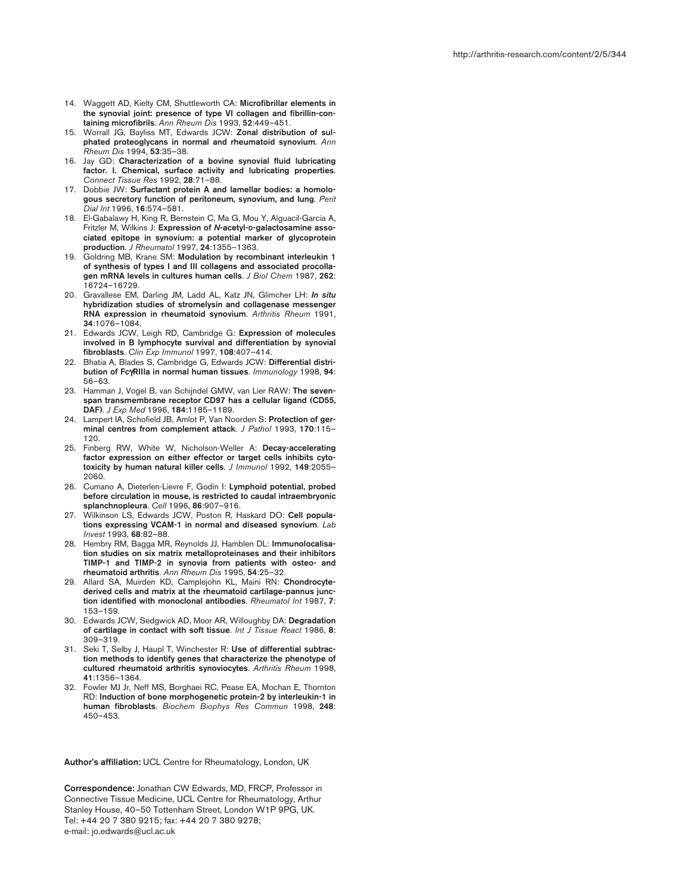14. Waggett AD, Kielty CM, Shuttleworth CA: **Microfibrillar elements in the synovial joint: presence of type VI collagen and fibrillin-containing microfibrils**. *Ann Rheum Dis* 1993, **52**:449–451.
15. Worrall JG, Bayliss MT, Edwards JCW: **Zonal distribution of sulphated proteoglycans in normal and rheumatoid synovium**. *Ann Rheum Dis* 1994, **53**:35–38.
16. Jay GD: **Characterization of a bovine synovial fluid lubricating factor. I. Chemical, surface activity and lubricating properties**. *Connect Tissue Res* 1992, **28**:71–88.
17. Dobbie JW: **Surfactant protein A and lamellar bodies: a homologous secretory function of peritoneum, synovium, and lung**. *Perit Dial Int* 1996, **16**:574–581.
18. El-Gabalawy H, King R, Bernstein C, Ma G, Mou Y, Alguacil-Garcia A, Fritzler M, Wilkins J: **Expression of *N*-acetyl-D-galactosamine associated epitope in synovium: a potential marker of glycoprotein production**. *J Rheumatol* 1997, **24**:1355–1363.
19. Goldring MB, Krane SM: **Modulation by recombinant interleukin 1 of synthesis of types I and III collagens and associated procollagen mRNA levels in cultures human cells**. *J Biol Chem* 1987, **262**: 16724–16729.
20. Gravallese EM, Darling JM, Ladd AL, Katz JN, Glimcher LH: ***In situ* hybridization studies of stromelysin and collagenase messenger RNA expression in rheumatoid synovium**. *Arthritis Rheum* 1991, **34**:1076–1084.
21. Edwards JCW, Leigh RD, Cambridge G: **Expression of molecules involved in B lymphocyte survival and differentiation by synovial fibroblasts**. *Clin Exp Immunol* 1997, **108**:407–414.
22. Bhatia A, Blades S, Cambridge G, Edwards JCW: **Differential distribution of FcγRIIIa in normal human tissues**. *Immunology* 1998, **94**: 56–63.
23. Hamman J, Vogel B, van Schijndel GMW, van Lier RAW: **The seven-span transmembrane receptor CD97 has a cellular ligand (CD55, DAF)**. *J Exp Med* 1996, **184**:1185–1189.
24. Lampert IA, Schofield JB, Amlot P, Van Noorden S: **Protection of germinal centres from complement attack**. *J Pathol* 1993, **170**:115–120.
25. Finberg RW, White W, Nicholson-Weller A: **Decay-accelerating factor expression on either effector or target cells inhibits cytotoxicity by human natural killer cells**. *J Immunol* 1992, **149**:2055–2060.
26. Cumano A, Dieterlen-Lievre F, Godin I: **Lymphoid potential, probed before circulation in mouse, is restricted to caudal intraembryonic splanchnopleura**. *Cell* 1996, **86**:907–916.
27. Wilkinson LS, Edwards JCW, Poston R, Haskard DO: **Cell populations expressing VCAM-1 in normal and diseased synovium**. *Lab Invest* 1993, **68**:82–88.
28. Hembry RM, Bagga MR, Reynolds JJ, Hamblen DL: **Immunolocalisation studies on six matrix metalloproteinases and their inhibitors TIMP-1 and TIMP-2 in synovia from patients with osteo- and rheumatoid arthritis**. *Ann Rheum Dis* 1995, **54**:25–32.
29. Allard SA, Muirden KD, Camplejohn KL, Maini RN: **Chondrocyte-derived cells and matrix at the rheumatoid cartilage-pannus junction identified with monoclonal antibodies**. *Rheumatol Int* 1987, **7**: 153–159.
30. Edwards JCW, Sedgwick AD, Moor AR, Willoughby DA: **Degradation of cartilage in contact with soft tissue**. *Int J Tissue React* 1986, **8**: 309–319.
31. Seki T, Selby J, Haupl T, Winchester R: **Use of differential subtraction methods to identify genes that characterize the phenotype of cultured rheumatoid arthritis synoviocytes**. *Arthritis Rheum* 1998, **41**:1356–1364.
32. Fowler MJ Jr, Neff MS, Borghaei RC, Pease EA, Mochan E, Thornton RD: **Induction of bone morphogenetic protein-2 by interleukin-1 in human fibroblasts**. *Biochem Biophys Res Commun* 1998, **248**: 450–453.

**Author's affiliation:** UCL Centre for Rheumatology, London, UK

**Correspondence:** Jonathan CW Edwards, MD, FRCP, Professor in Connective Tissue Medicine, UCL Centre for Rheumatology, Arthur Stanley House, 40–50 Tottenham Street, London W1P 9PG, UK. Tel: +44 20 7 380 9215; fax: +44 20 7 380 9278; e-mail: jo.edwards@ucl.ac.uk